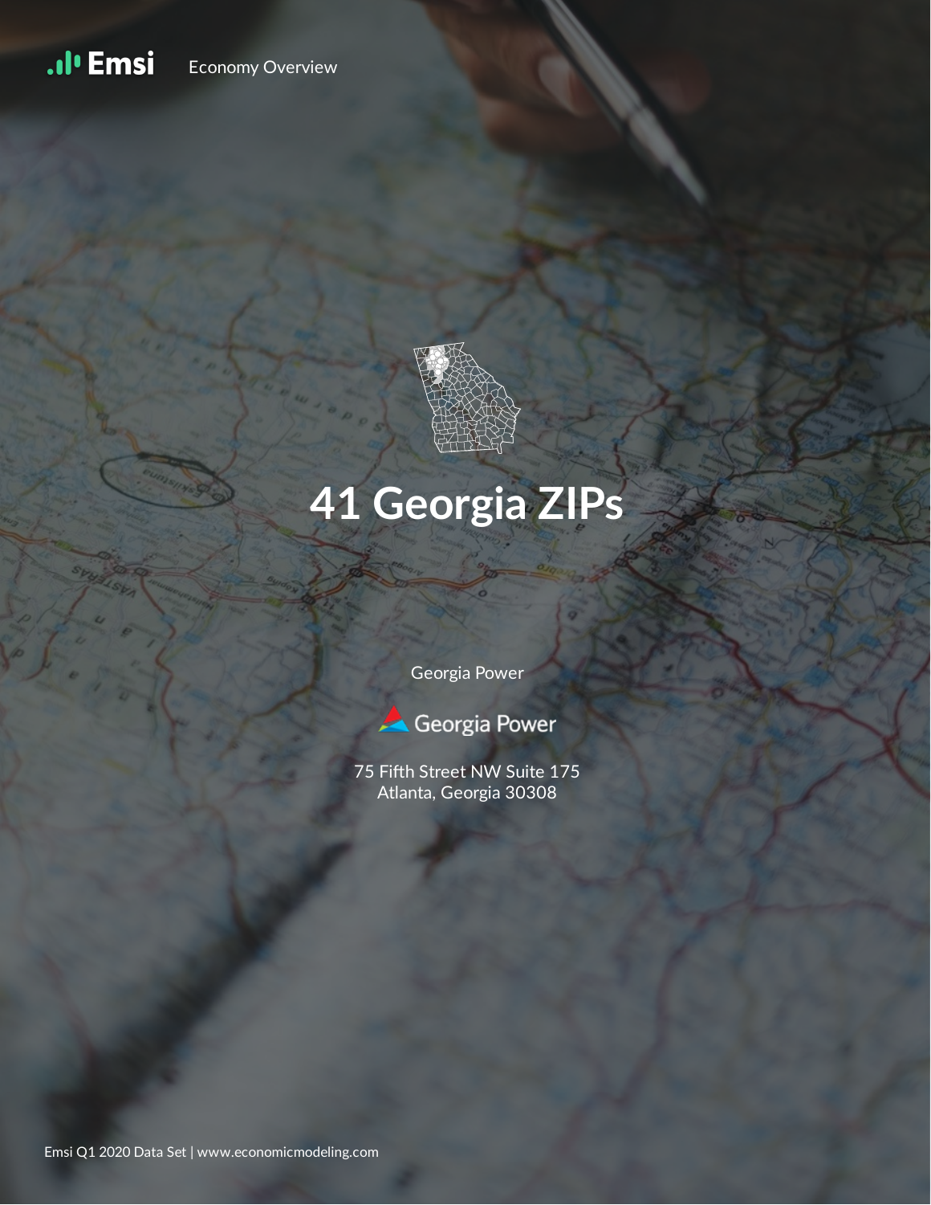Emsi Economy Overview

# 41 Georgia ZIPs

Georgia Power

Georgia Power

75 Fifth Street NW Suite 175
Atlanta, Georgia 30308

Emsi Q1 2020 Data Set | www.economicmodeling.com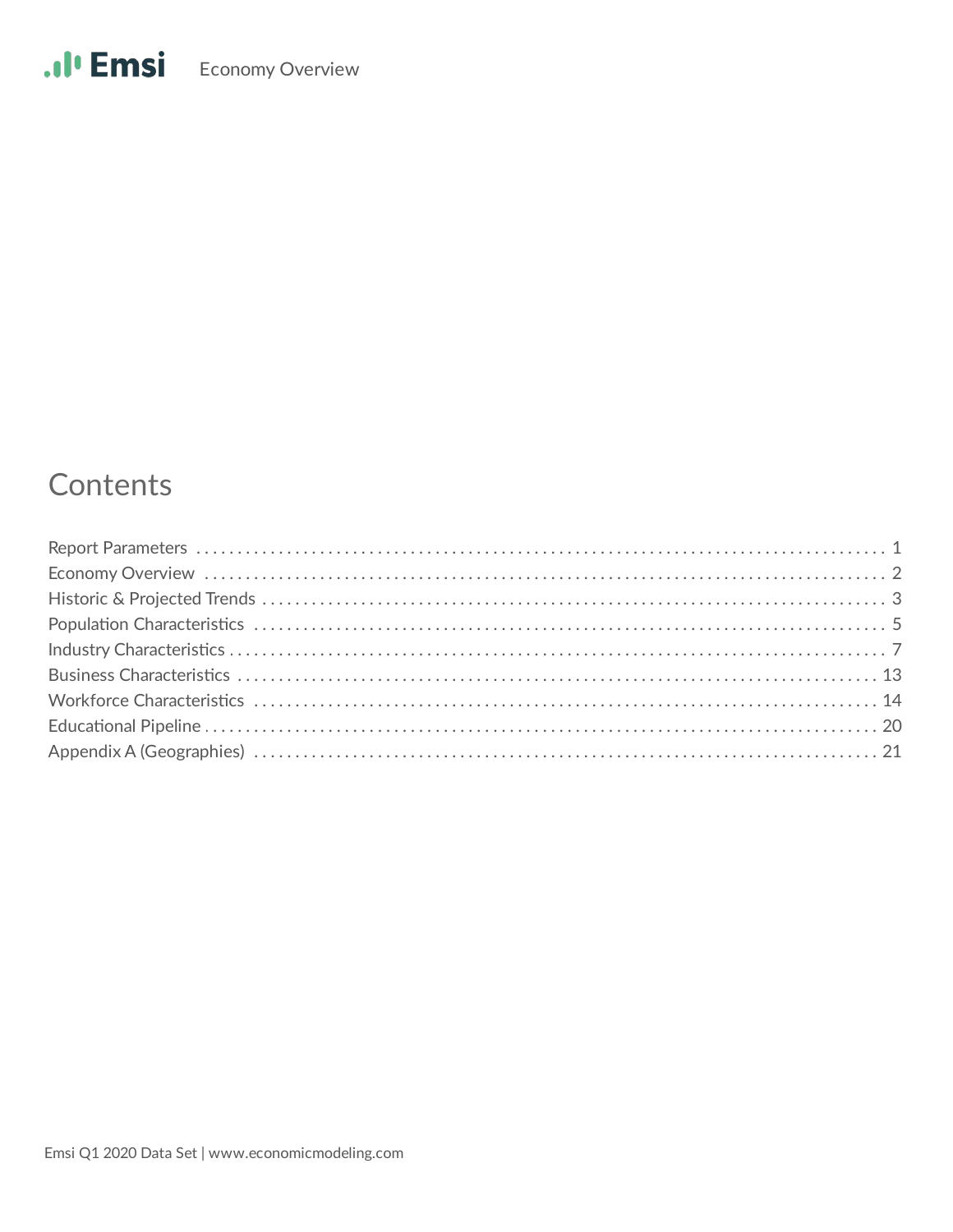# Contents

- Report Parameters ........ 1
- Economy Overview ........ 2
- Historic & Projected Trends ........ 3
- Population Characteristics ........ 5
- Industry Characteristics ........ 7
- Business Characteristics ........ 13
- Workforce Characteristics ........ 14
- Educational Pipeline ........ 20
- Appendix A (Geographies) ........ 21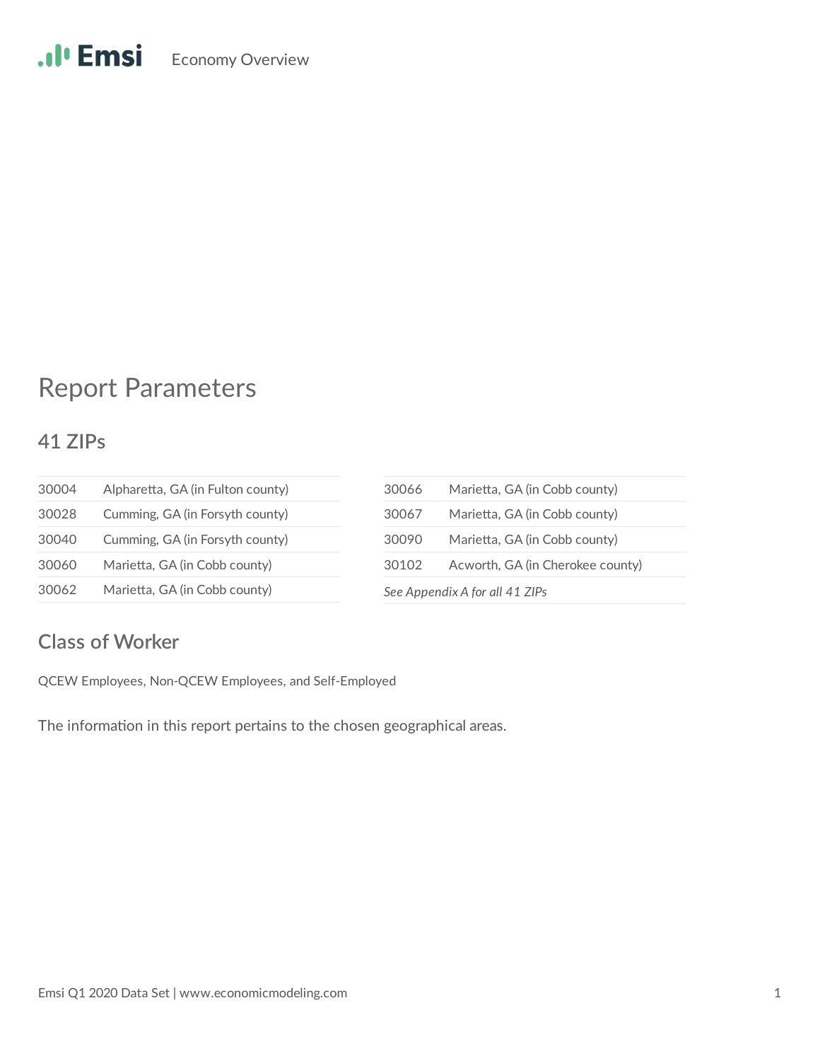Economy Overview

# Report Parameters

## 41 ZIPs

| | |
|---|---|
| 30004 | Alpharetta, GA (in Fulton county) |
| 30028 | Cumming, GA (in Forsyth county) |
| 30040 | Cumming, GA (in Forsyth county) |
| 30060 | Marietta, GA (in Cobb county) |
| 30062 | Marietta, GA (in Cobb county) |
| 30066 | Marietta, GA (in Cobb county) |
| 30067 | Marietta, GA (in Cobb county) |
| 30090 | Marietta, GA (in Cobb county) |
| 30102 | Acworth, GA (in Cherokee county) |

*See Appendix A for all 41 ZIPs*

## Class of Worker

QCEW Employees, Non-QCEW Employees, and Self-Employed

The information in this report pertains to the chosen geographical areas.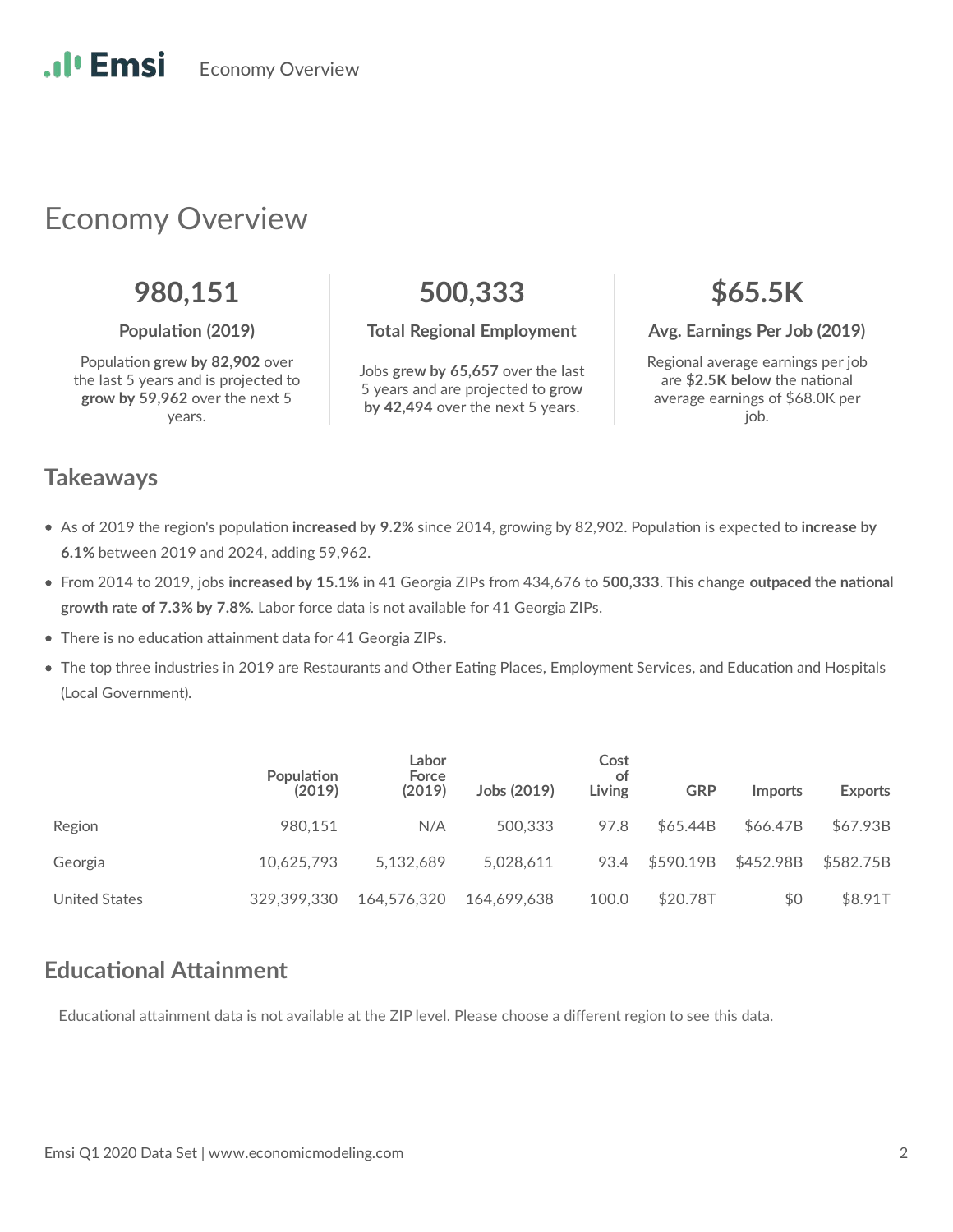# Economy Overview

**980,151**

**Population (2019)**

Population **grew by 82,902** over the last 5 years and is projected to **grow by 59,962** over the next 5 years.

**500,333**

**Total Regional Employment**

Jobs **grew by 65,657** over the last 5 years and are projected to **grow by 42,494** over the next 5 years.

**$65.5K**

**Avg. Earnings Per Job (2019)**

Regional average earnings per job are **$2.5K below** the national average earnings of $68.0K per job.

## Takeaways

- As of 2019 the region's population **increased by 9.2%** since 2014, growing by 82,902. Population is expected to **increase by 6.1%** between 2019 and 2024, adding 59,962.
- From 2014 to 2019, jobs **increased by 15.1%** in 41 Georgia ZIPs from 434,676 to **500,333**. This change **outpaced the national growth rate of 7.3% by 7.8%**. Labor force data is not available for 41 Georgia ZIPs.
- There is no education attainment data for 41 Georgia ZIPs.
- The top three industries in 2019 are Restaurants and Other Eating Places, Employment Services, and Education and Hospitals (Local Government).

| | Population (2019) | Labor Force (2019) | Jobs (2019) | Cost of Living | GRP | Imports | Exports |
|---|---|---|---|---|---|---|---|
| Region | 980,151 | N/A | 500,333 | 97.8 | $65.44B | $66.47B | $67.93B |
| Georgia | 10,625,793 | 5,132,689 | 5,028,611 | 93.4 | $590.19B | $452.98B | $582.75B |
| United States | 329,399,330 | 164,576,320 | 164,699,638 | 100.0 | $20.78T | $0 | $8.91T |

## Educational Attainment

Educational attainment data is not available at the ZIP level. Please choose a different region to see this data.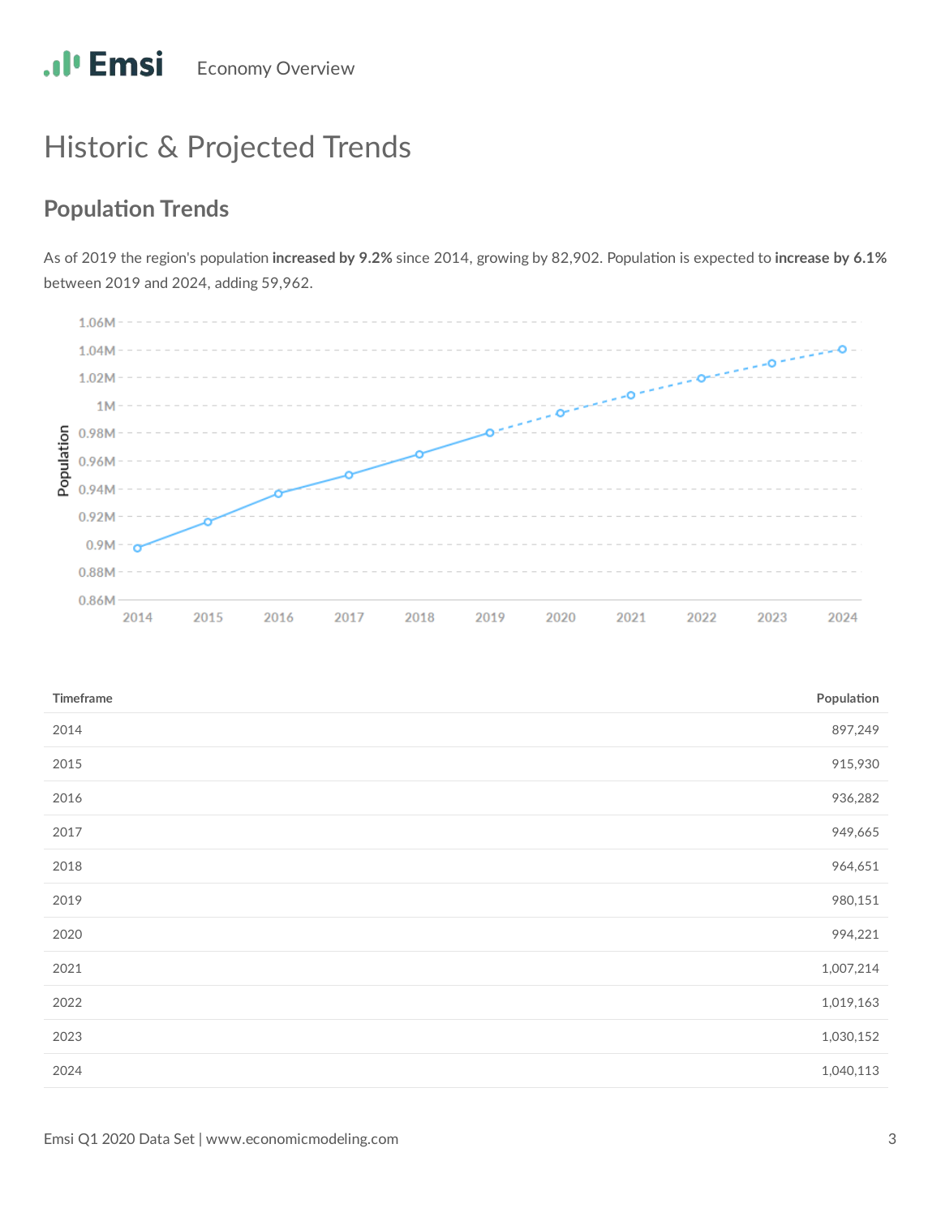# Historic & Projected Trends

## Population Trends

As of 2019 the region's population **increased by 9.2%** since 2014, growing by 82,902. Population is expected to **increase by 6.1%** between 2019 and 2024, adding 59,962.

| Timeframe | Population |
|---|---|
| 2014 | 897,249 |
| 2015 | 915,930 |
| 2016 | 936,282 |
| 2017 | 949,665 |
| 2018 | 964,651 |
| 2019 | 980,151 |
| 2020 | 994,221 |
| 2021 | 1,007,214 |
| 2022 | 1,019,163 |
| 2023 | 1,030,152 |
| 2024 | 1,040,113 |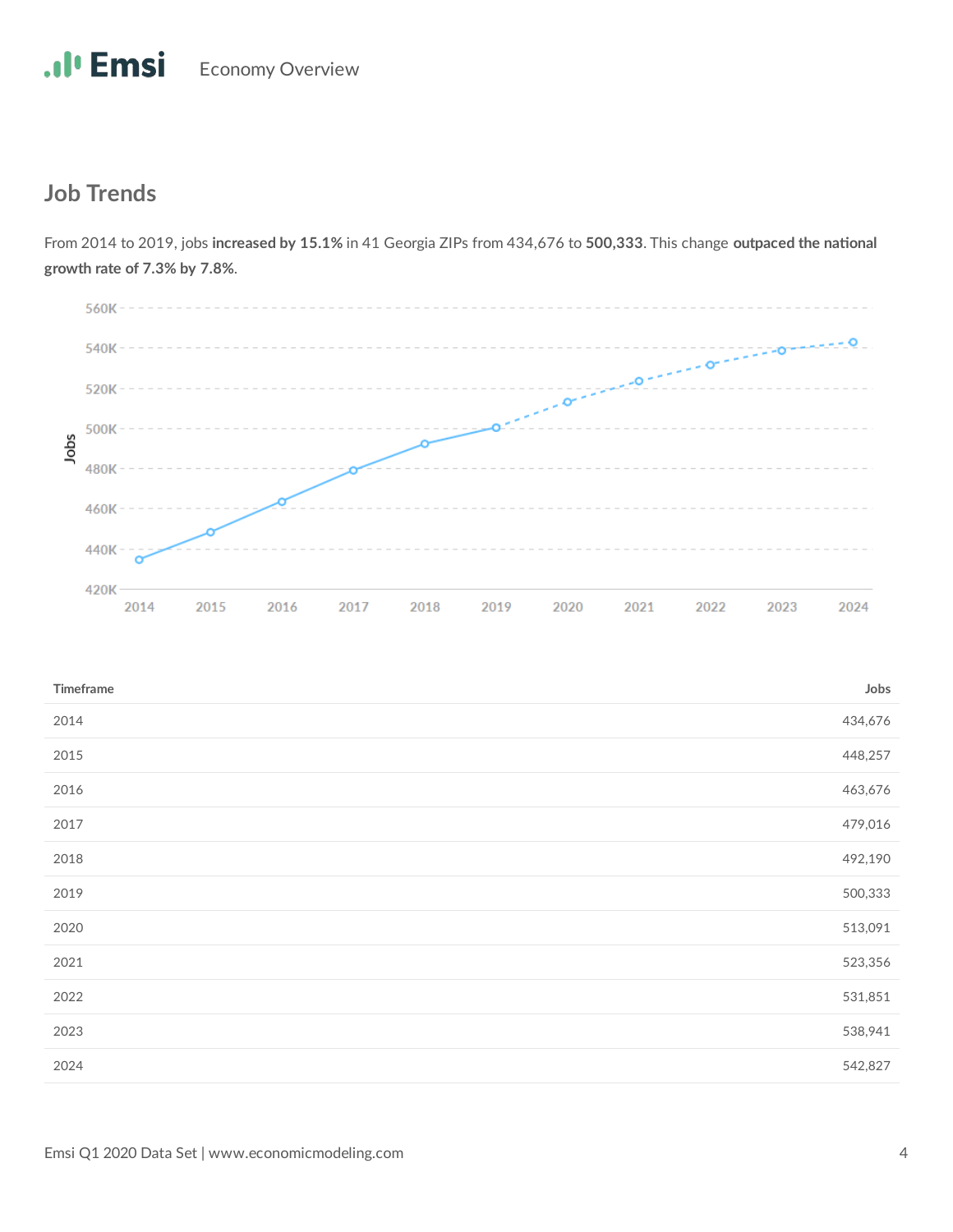## Job Trends

From 2014 to 2019, jobs **increased by 15.1%** in 41 Georgia ZIPs from 434,676 to **500,333**. This change **outpaced the national growth rate of 7.3% by 7.8%**.

| Timeframe | Jobs |
|---|---|
| 2014 | 434,676 |
| 2015 | 448,257 |
| 2016 | 463,676 |
| 2017 | 479,016 |
| 2018 | 492,190 |
| 2019 | 500,333 |
| 2020 | 513,091 |
| 2021 | 523,356 |
| 2022 | 531,851 |
| 2023 | 538,941 |
| 2024 | 542,827 |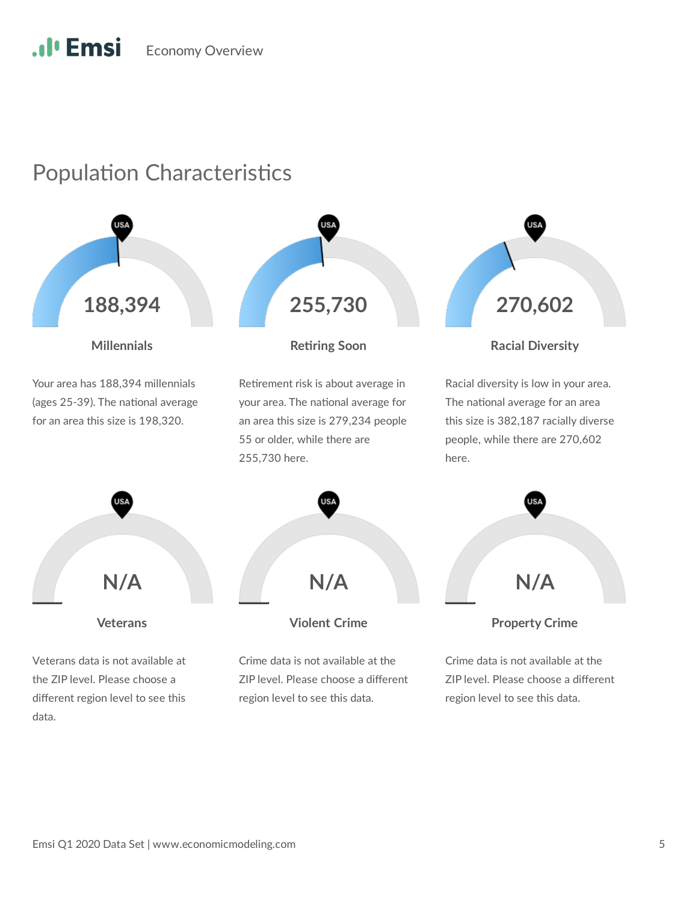# Population Characteristics

**188,394**

**Millennials**

Your area has 188,394 millennials (ages 25-39). The national average for an area this size is 198,320.

**255,730**

**Retiring Soon**

Retirement risk is about average in your area. The national average for an area this size is 279,234 people 55 or older, while there are 255,730 here.

**270,602**

**Racial Diversity**

Racial diversity is low in your area. The national average for an area this size is 382,187 racially diverse people, while there are 270,602 here.

**N/A**

**Veterans**

Veterans data is not available at the ZIP level. Please choose a different region level to see this data.

**N/A**

**Violent Crime**

Crime data is not available at the ZIP level. Please choose a different region level to see this data.

**N/A**

**Property Crime**

Crime data is not available at the ZIP level. Please choose a different region level to see this data.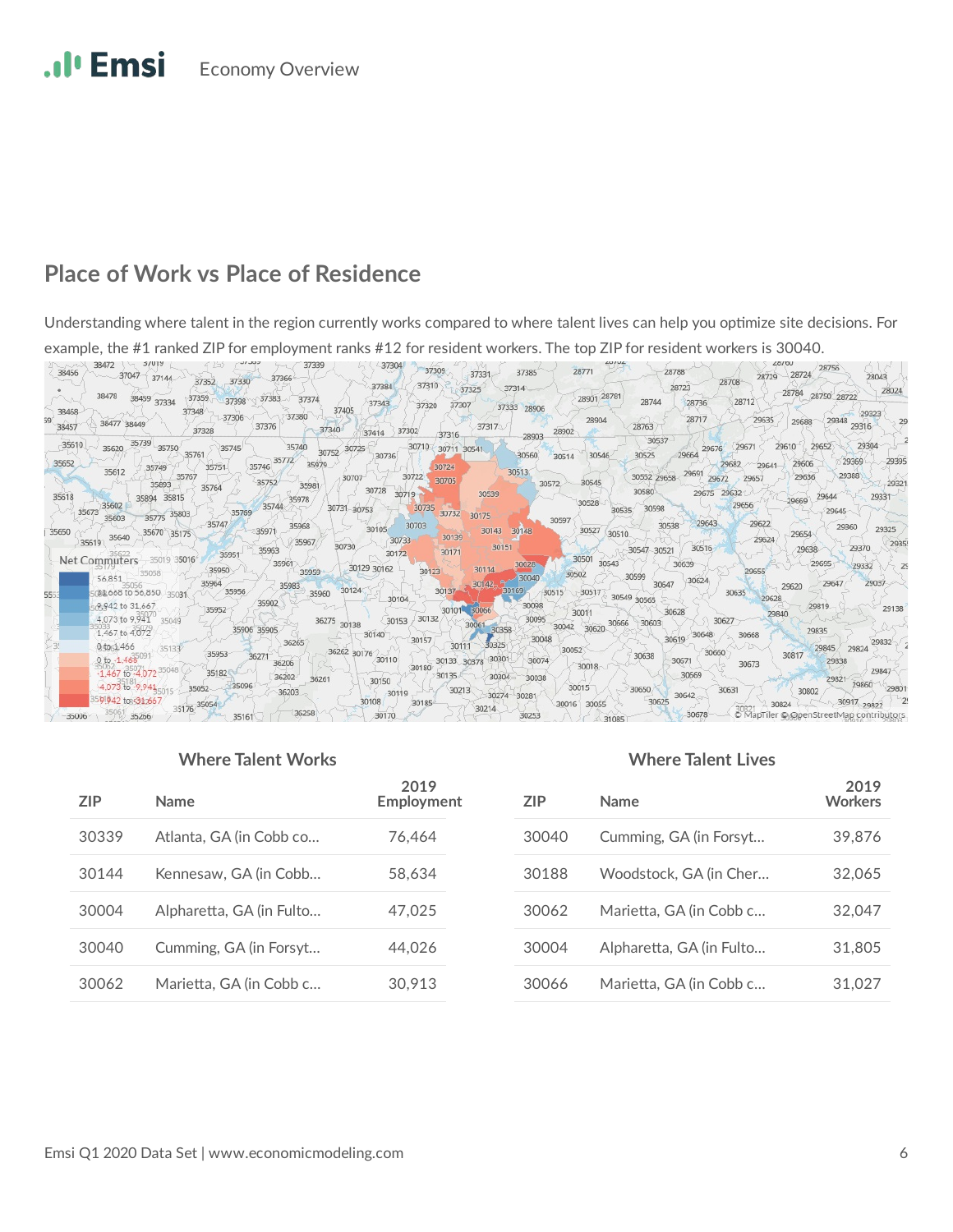## Place of Work vs Place of Residence

Understanding where talent in the region currently works compared to where talent lives can help you optimize site decisions. For example, the #1 ranked ZIP for employment ranks #12 for resident workers. The top ZIP for resident workers is 30040.

### Where Talent Works

| ZIP | Name | 2019 Employment |
|---|---|---|
| 30339 | Atlanta, GA (in Cobb co... | 76,464 |
| 30144 | Kennesaw, GA (in Cobb... | 58,634 |
| 30004 | Alpharetta, GA (in Fulto... | 47,025 |
| 30040 | Cumming, GA (in Forsyt... | 44,026 |
| 30062 | Marietta, GA (in Cobb c... | 30,913 |

### Where Talent Lives

| ZIP | Name | 2019 Workers |
|---|---|---|
| 30040 | Cumming, GA (in Forsyt... | 39,876 |
| 30188 | Woodstock, GA (in Cher... | 32,065 |
| 30062 | Marietta, GA (in Cobb c... | 32,047 |
| 30004 | Alpharetta, GA (in Fulto... | 31,805 |
| 30066 | Marietta, GA (in Cobb c... | 31,027 |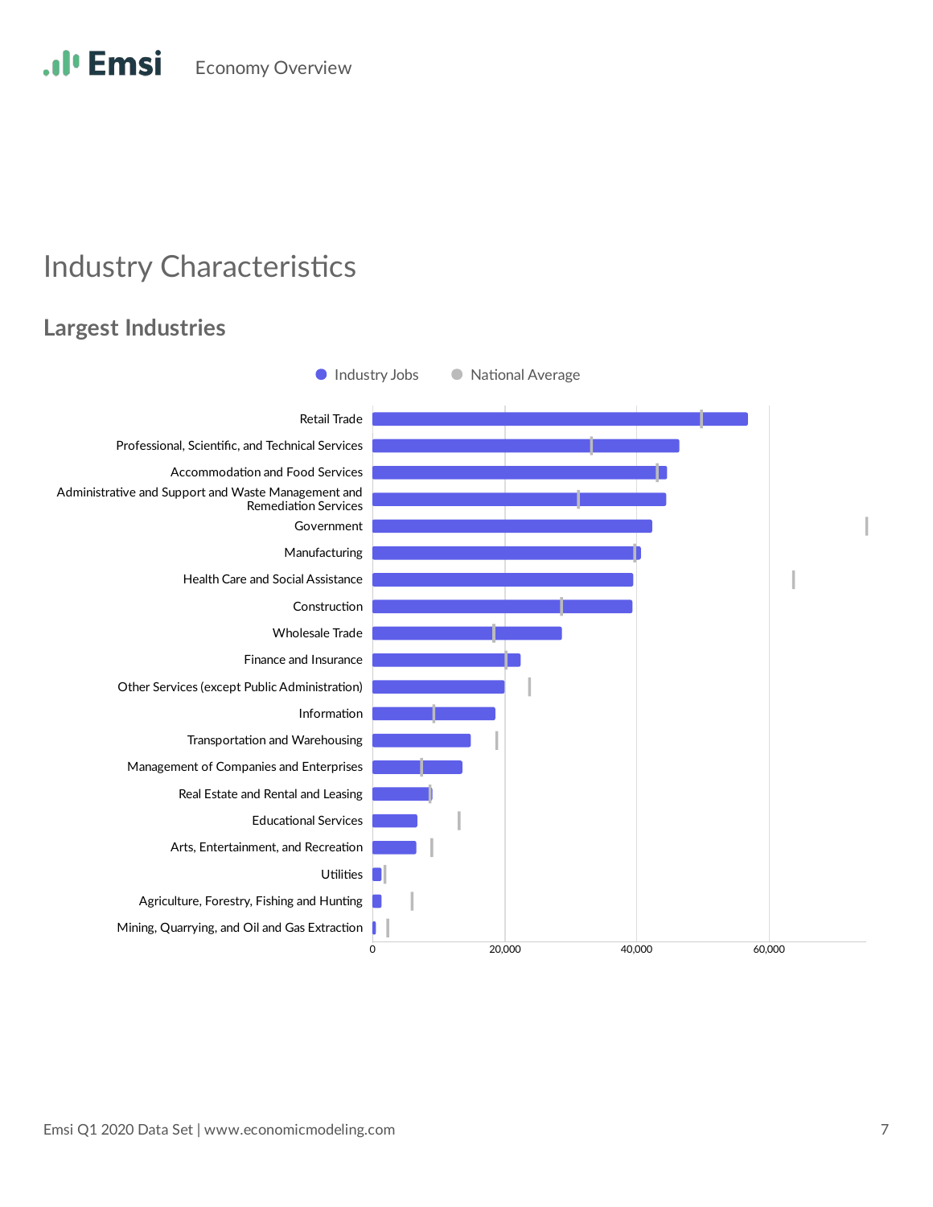# Industry Characteristics

## Largest Industries

Industry Jobs | National Average

- Retail Trade
- Professional, Scientific, and Technical Services
- Accommodation and Food Services
- Administrative and Support and Waste Management and Remediation Services
- Government
- Manufacturing
- Health Care and Social Assistance
- Construction
- Wholesale Trade
- Finance and Insurance
- Other Services (except Public Administration)
- Information
- Transportation and Warehousing
- Management of Companies and Enterprises
- Real Estate and Rental and Leasing
- Educational Services
- Arts, Entertainment, and Recreation
- Utilities
- Agriculture, Forestry, Fishing and Hunting
- Mining, Quarrying, and Oil and Gas Extraction

0 | 20,000 | 40,000 | 60,000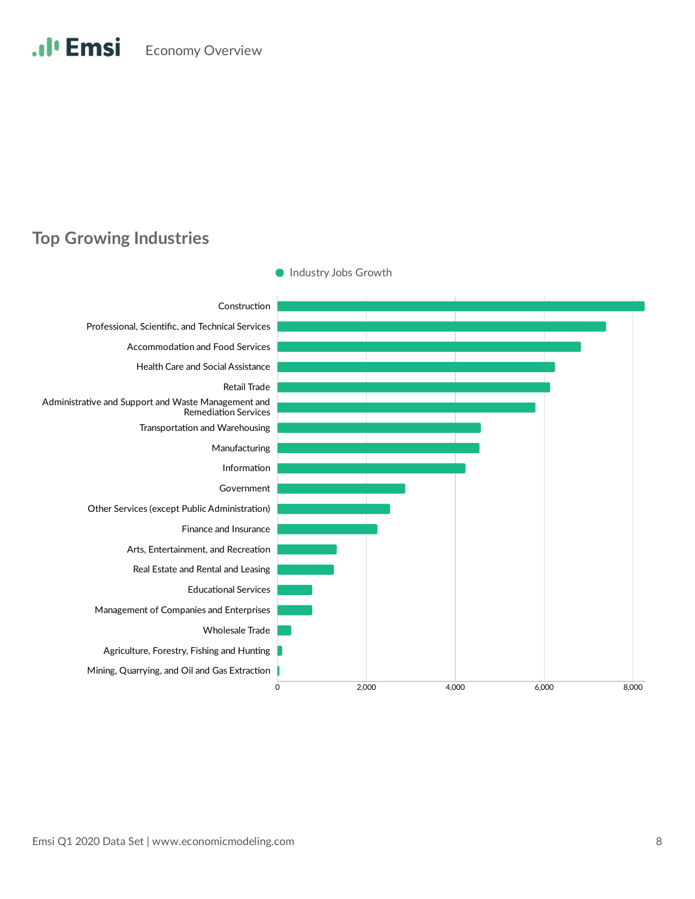## Top Growing Industries

● Industry Jobs Growth

- Construction
- Professional, Scientific, and Technical Services
- Accommodation and Food Services
- Health Care and Social Assistance
- Retail Trade
- Administrative and Support and Waste Management and Remediation Services
- Transportation and Warehousing
- Manufacturing
- Information
- Government
- Other Services (except Public Administration)
- Finance and Insurance
- Arts, Entertainment, and Recreation
- Real Estate and Rental and Leasing
- Educational Services
- Management of Companies and Enterprises
- Wholesale Trade
- Agriculture, Forestry, Fishing and Hunting
- Mining, Quarrying, and Oil and Gas Extraction

0 | 2,000 | 4,000 | 6,000 | 8,000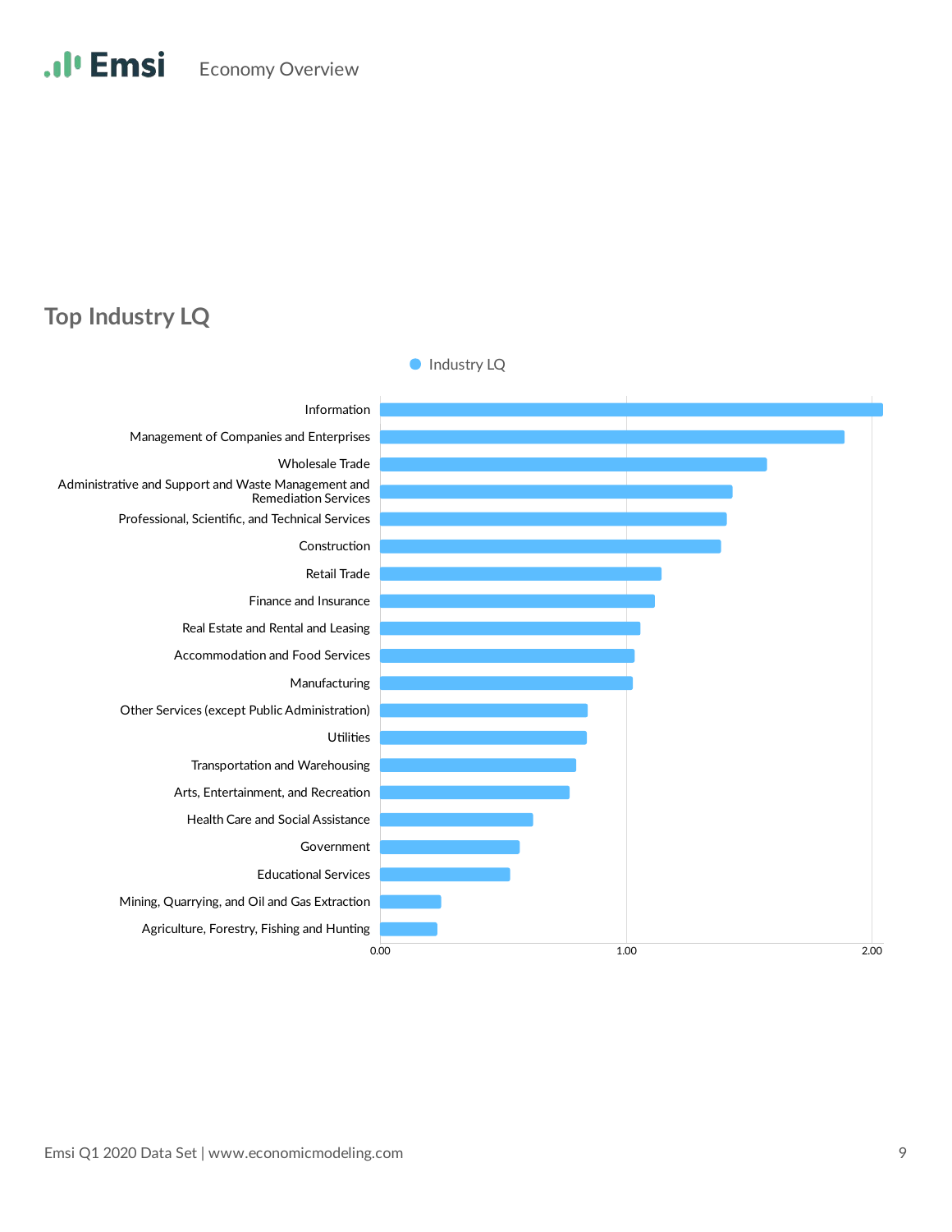## Top Industry LQ

Industry LQ

| Industry |
| --- |
| Information |
| Management of Companies and Enterprises |
| Wholesale Trade |
| Administrative and Support and Waste Management and Remediation Services |
| Professional, Scientific, and Technical Services |
| Construction |
| Retail Trade |
| Finance and Insurance |
| Real Estate and Rental and Leasing |
| Accommodation and Food Services |
| Manufacturing |
| Other Services (except Public Administration) |
| Utilities |
| Transportation and Warehousing |
| Arts, Entertainment, and Recreation |
| Health Care and Social Assistance |
| Government |
| Educational Services |
| Mining, Quarrying, and Oil and Gas Extraction |
| Agriculture, Forestry, Fishing and Hunting |

0.00 1.00 2.00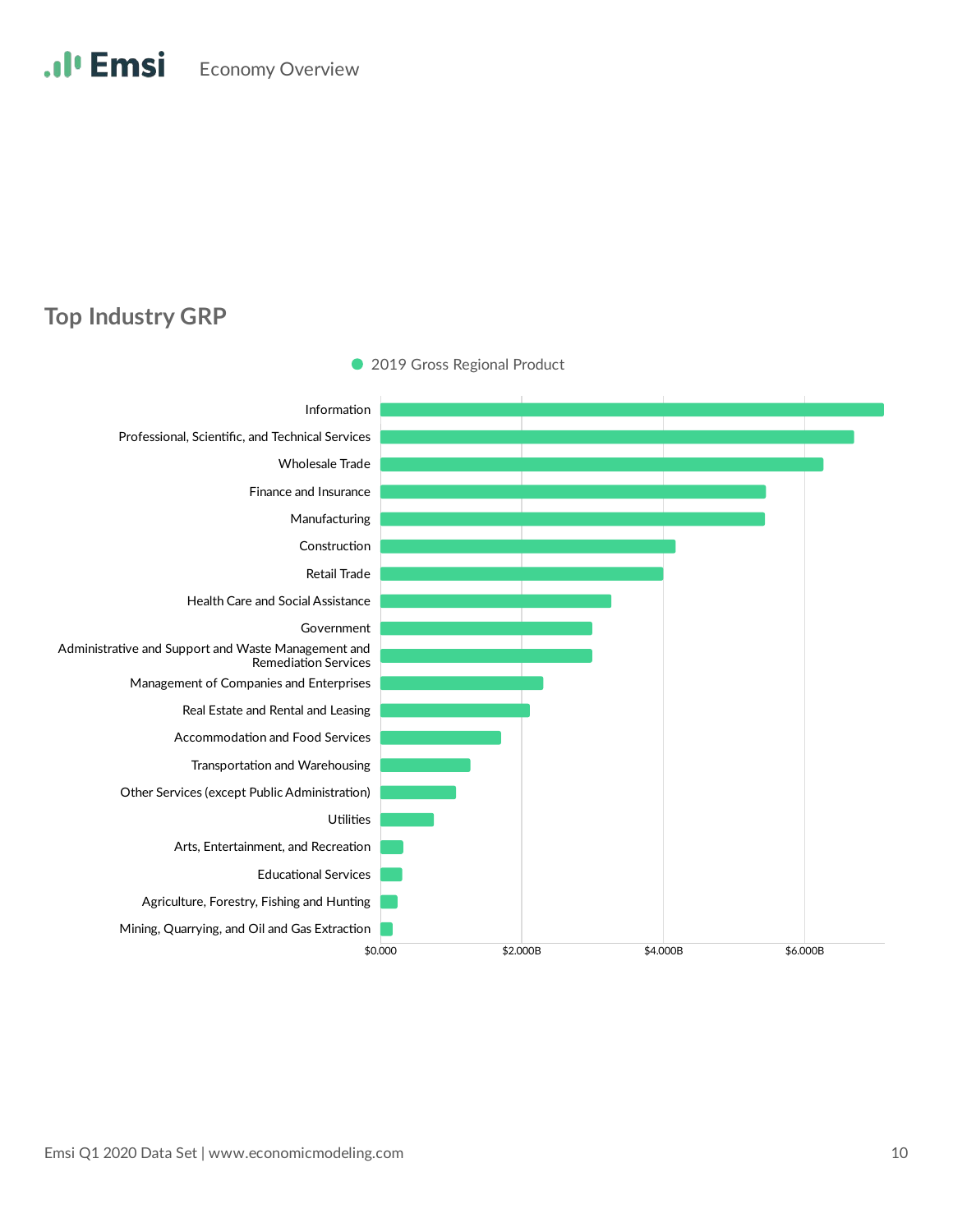## Top Industry GRP

2019 Gross Regional Product

| Industry |
|---|
| Information |
| Professional, Scientific, and Technical Services |
| Wholesale Trade |
| Finance and Insurance |
| Manufacturing |
| Construction |
| Retail Trade |
| Health Care and Social Assistance |
| Government |
| Administrative and Support and Waste Management and Remediation Services |
| Management of Companies and Enterprises |
| Real Estate and Rental and Leasing |
| Accommodation and Food Services |
| Transportation and Warehousing |
| Other Services (except Public Administration) |
| Utilities |
| Arts, Entertainment, and Recreation |
| Educational Services |
| Agriculture, Forestry, Fishing and Hunting |
| Mining, Quarrying, and Oil and Gas Extraction |

$0.000 | $2.000B | $4.000B | $6.000B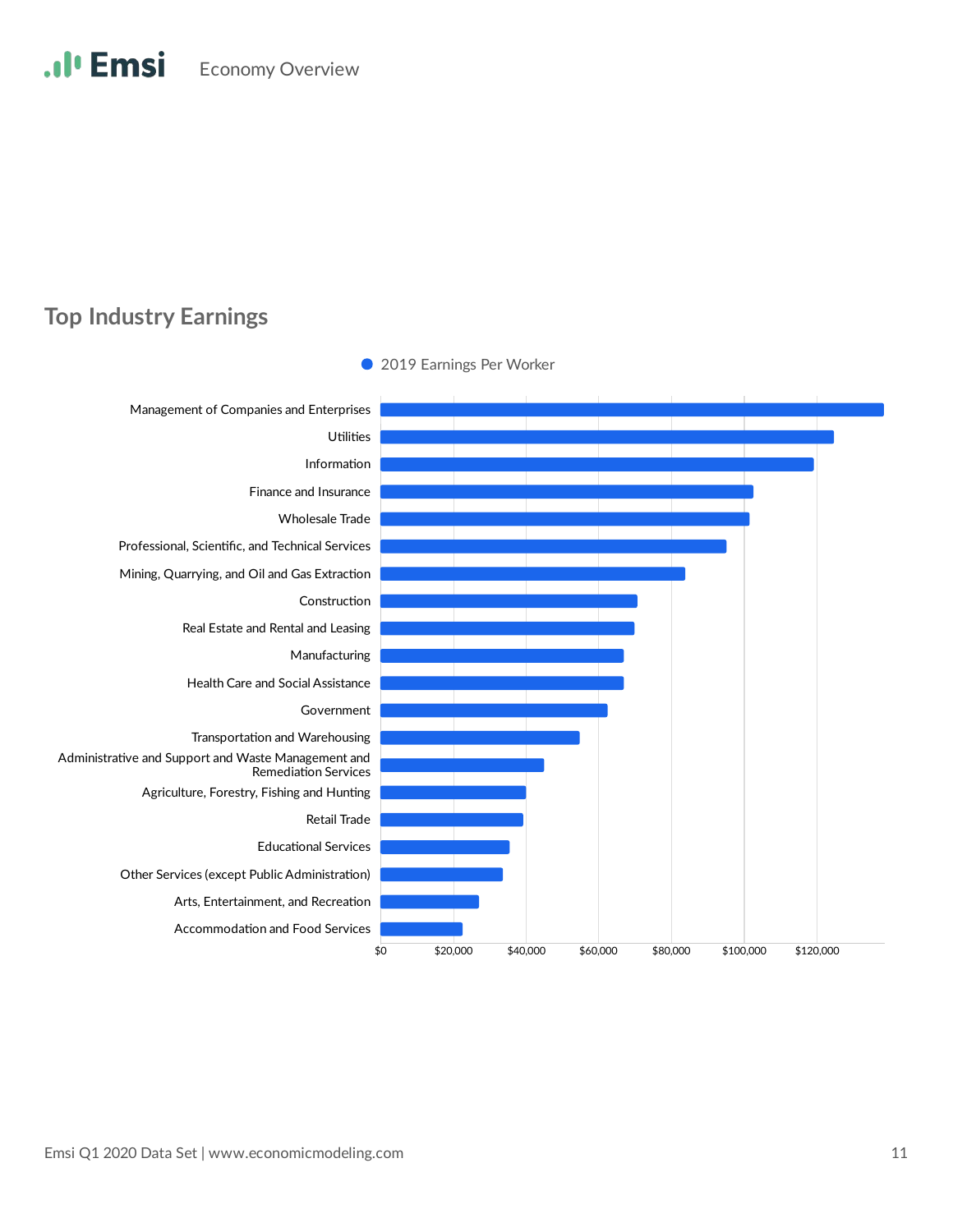## Top Industry Earnings

2019 Earnings Per Worker

- Management of Companies and Enterprises
- Utilities
- Information
- Finance and Insurance
- Wholesale Trade
- Professional, Scientific, and Technical Services
- Mining, Quarrying, and Oil and Gas Extraction
- Construction
- Real Estate and Rental and Leasing
- Manufacturing
- Health Care and Social Assistance
- Government
- Transportation and Warehousing
- Administrative and Support and Waste Management and Remediation Services
- Agriculture, Forestry, Fishing and Hunting
- Retail Trade
- Educational Services
- Other Services (except Public Administration)
- Arts, Entertainment, and Recreation
- Accommodation and Food Services

$0 | $20,000 | $40,000 | $60,000 | $80,000 | $100,000 | $120,000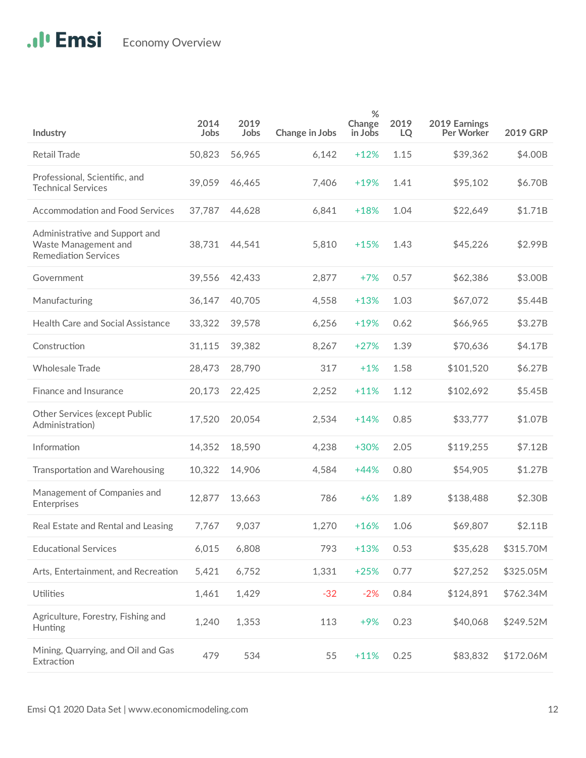| Industry | 2014 Jobs | 2019 Jobs | Change in Jobs | % Change in Jobs | 2019 LQ | 2019 Earnings Per Worker | 2019 GRP |
|---|---|---|---|---|---|---|---|
| Retail Trade | 50,823 | 56,965 | 6,142 | +12% | 1.15 | $39,362 | $4.00B |
| Professional, Scientific, and Technical Services | 39,059 | 46,465 | 7,406 | +19% | 1.41 | $95,102 | $6.70B |
| Accommodation and Food Services | 37,787 | 44,628 | 6,841 | +18% | 1.04 | $22,649 | $1.71B |
| Administrative and Support and Waste Management and Remediation Services | 38,731 | 44,541 | 5,810 | +15% | 1.43 | $45,226 | $2.99B |
| Government | 39,556 | 42,433 | 2,877 | +7% | 0.57 | $62,386 | $3.00B |
| Manufacturing | 36,147 | 40,705 | 4,558 | +13% | 1.03 | $67,072 | $5.44B |
| Health Care and Social Assistance | 33,322 | 39,578 | 6,256 | +19% | 0.62 | $66,965 | $3.27B |
| Construction | 31,115 | 39,382 | 8,267 | +27% | 1.39 | $70,636 | $4.17B |
| Wholesale Trade | 28,473 | 28,790 | 317 | +1% | 1.58 | $101,520 | $6.27B |
| Finance and Insurance | 20,173 | 22,425 | 2,252 | +11% | 1.12 | $102,692 | $5.45B |
| Other Services (except Public Administration) | 17,520 | 20,054 | 2,534 | +14% | 0.85 | $33,777 | $1.07B |
| Information | 14,352 | 18,590 | 4,238 | +30% | 2.05 | $119,255 | $7.12B |
| Transportation and Warehousing | 10,322 | 14,906 | 4,584 | +44% | 0.80 | $54,905 | $1.27B |
| Management of Companies and Enterprises | 12,877 | 13,663 | 786 | +6% | 1.89 | $138,488 | $2.30B |
| Real Estate and Rental and Leasing | 7,767 | 9,037 | 1,270 | +16% | 1.06 | $69,807 | $2.11B |
| Educational Services | 6,015 | 6,808 | 793 | +13% | 0.53 | $35,628 | $315.70M |
| Arts, Entertainment, and Recreation | 5,421 | 6,752 | 1,331 | +25% | 0.77 | $27,252 | $325.05M |
| Utilities | 1,461 | 1,429 | -32 | -2% | 0.84 | $124,891 | $762.34M |
| Agriculture, Forestry, Fishing and Hunting | 1,240 | 1,353 | 113 | +9% | 0.23 | $40,068 | $249.52M |
| Mining, Quarrying, and Oil and Gas Extraction | 479 | 534 | 55 | +11% | 0.25 | $83,832 | $172.06M |

Emsi Q1 2020 Data Set | www.economicmodeling.com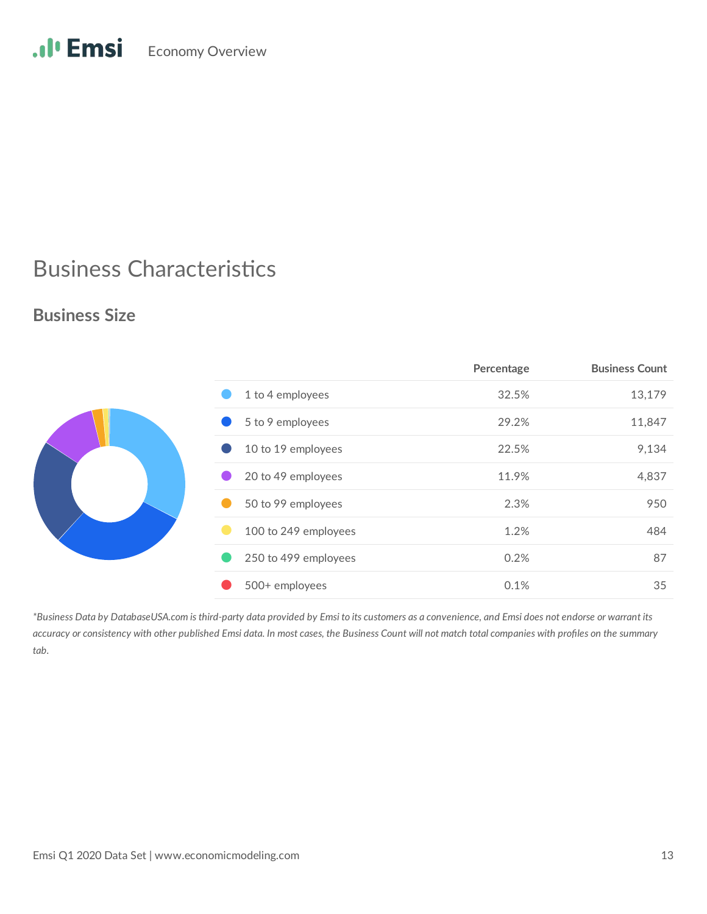# Business Characteristics

## Business Size

| | Percentage | Business Count |
|---|---|---|
| 1 to 4 employees | 32.5% | 13,179 |
| 5 to 9 employees | 29.2% | 11,847 |
| 10 to 19 employees | 22.5% | 9,134 |
| 20 to 49 employees | 11.9% | 4,837 |
| 50 to 99 employees | 2.3% | 950 |
| 100 to 249 employees | 1.2% | 484 |
| 250 to 499 employees | 0.2% | 87 |
| 500+ employees | 0.1% | 35 |

*\*Business Data by DatabaseUSA.com is third-party data provided by Emsi to its customers as a convenience, and Emsi does not endorse or warrant its accuracy or consistency with other published Emsi data. In most cases, the Business Count will not match total companies with profiles on the summary tab.*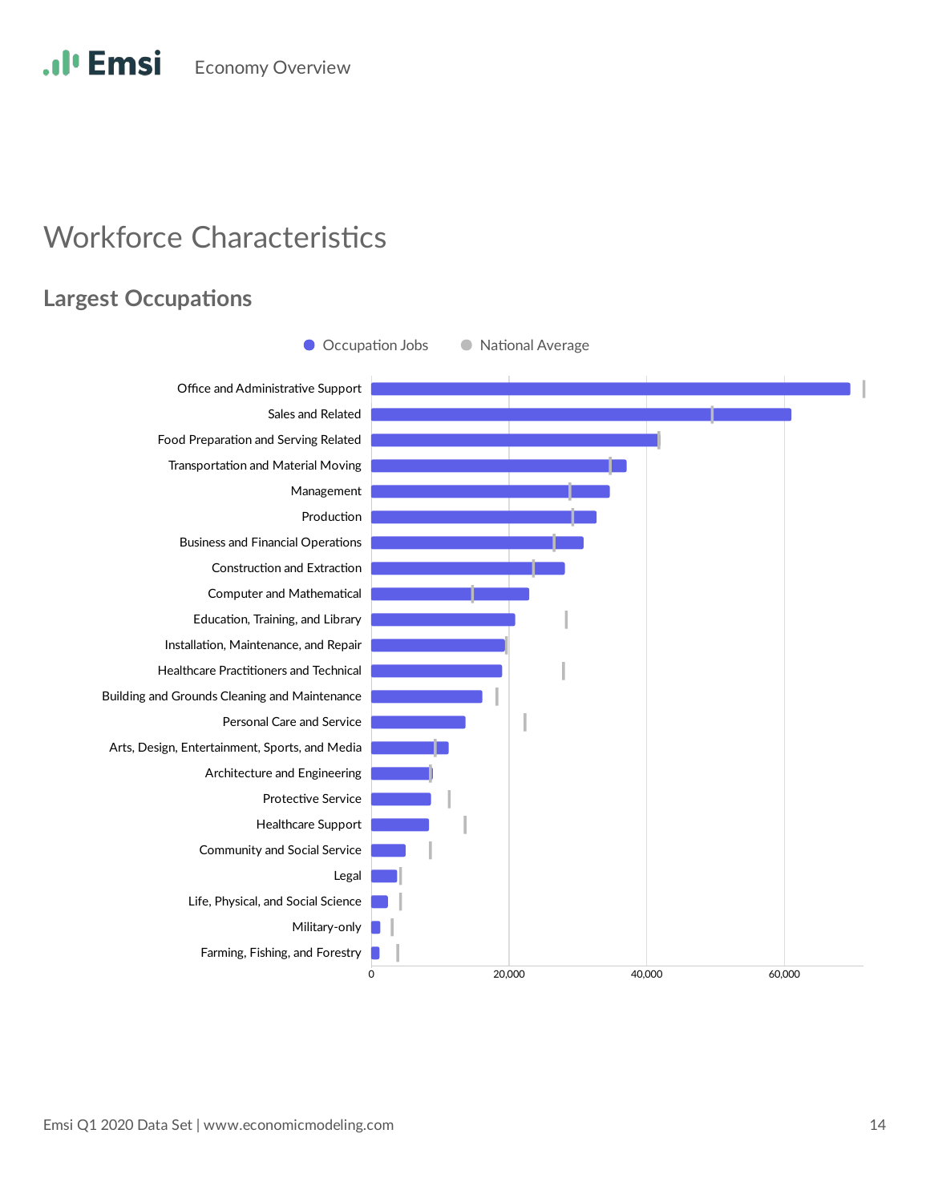# Workforce Characteristics

## Largest Occupations

Occupation Jobs | National Average

| Occupation |
| --- |
| Office and Administrative Support |
| Sales and Related |
| Food Preparation and Serving Related |
| Transportation and Material Moving |
| Management |
| Production |
| Business and Financial Operations |
| Construction and Extraction |
| Computer and Mathematical |
| Education, Training, and Library |
| Installation, Maintenance, and Repair |
| Healthcare Practitioners and Technical |
| Building and Grounds Cleaning and Maintenance |
| Personal Care and Service |
| Arts, Design, Entertainment, Sports, and Media |
| Architecture and Engineering |
| Protective Service |
| Healthcare Support |
| Community and Social Service |
| Legal |
| Life, Physical, and Social Science |
| Military-only |
| Farming, Fishing, and Forestry |

0 | 20,000 | 40,000 | 60,000

Emsi Q1 2020 Data Set | www.economicmodeling.com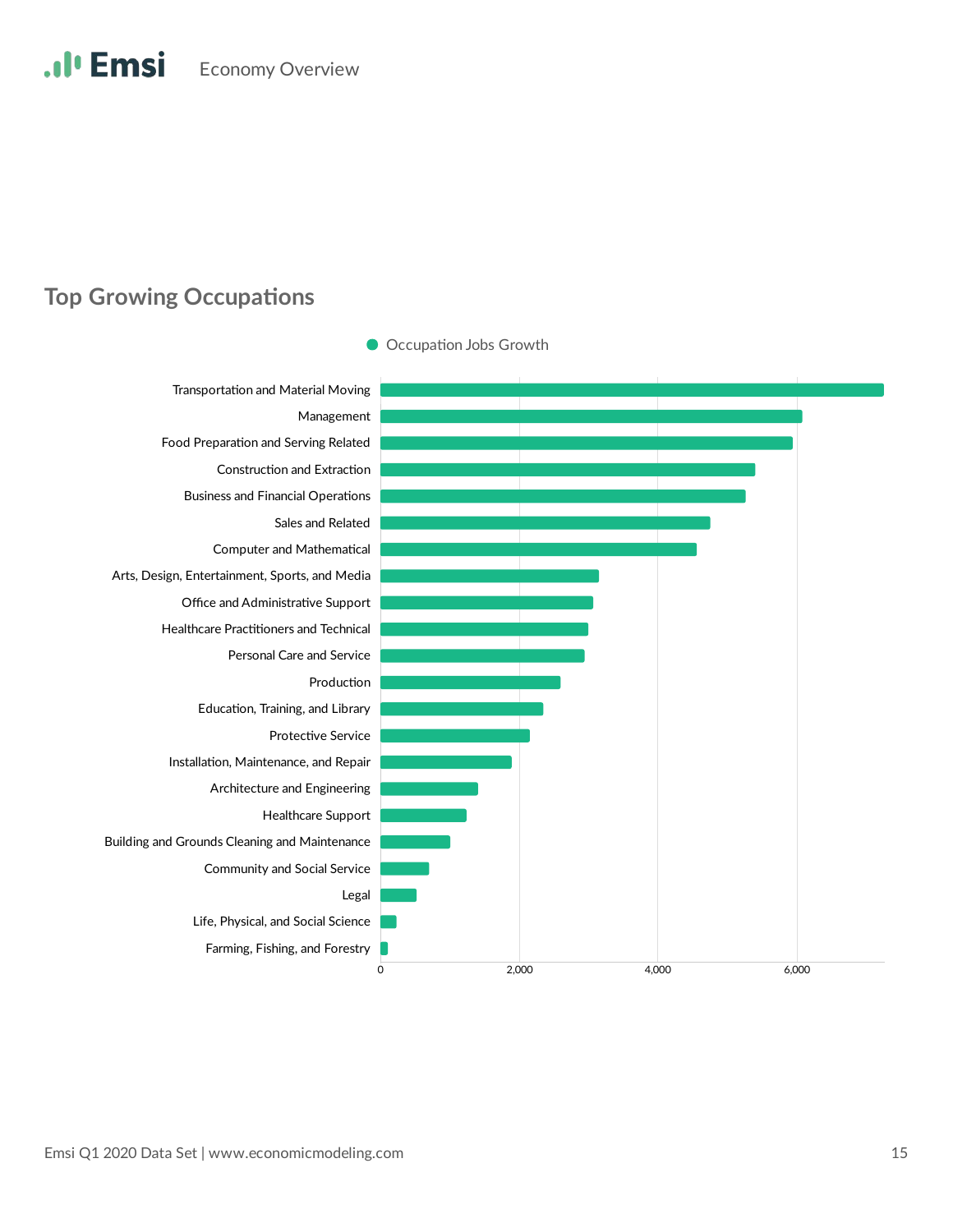## Top Growing Occupations

Occupation Jobs Growth

- Transportation and Material Moving
- Management
- Food Preparation and Serving Related
- Construction and Extraction
- Business and Financial Operations
- Sales and Related
- Computer and Mathematical
- Arts, Design, Entertainment, Sports, and Media
- Office and Administrative Support
- Healthcare Practitioners and Technical
- Personal Care and Service
- Production
- Education, Training, and Library
- Protective Service
- Installation, Maintenance, and Repair
- Architecture and Engineering
- Healthcare Support
- Building and Grounds Cleaning and Maintenance
- Community and Social Service
- Legal
- Life, Physical, and Social Science
- Farming, Fishing, and Forestry

0 2,000 4,000 6,000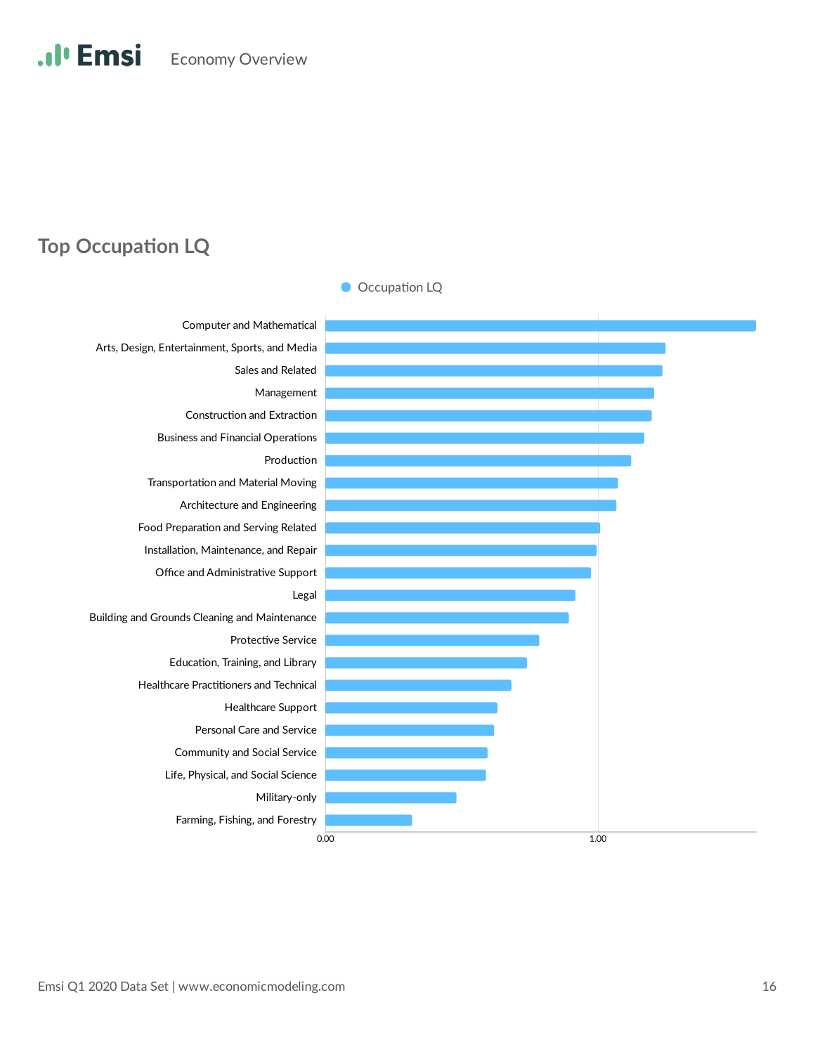## Top Occupation LQ

Occupation LQ

- Computer and Mathematical
- Arts, Design, Entertainment, Sports, and Media
- Sales and Related
- Management
- Construction and Extraction
- Business and Financial Operations
- Production
- Transportation and Material Moving
- Architecture and Engineering
- Food Preparation and Serving Related
- Installation, Maintenance, and Repair
- Office and Administrative Support
- Legal
- Building and Grounds Cleaning and Maintenance
- Protective Service
- Education, Training, and Library
- Healthcare Practitioners and Technical
- Healthcare Support
- Personal Care and Service
- Community and Social Service
- Life, Physical, and Social Science
- Military-only
- Farming, Fishing, and Forestry

0.00 1.00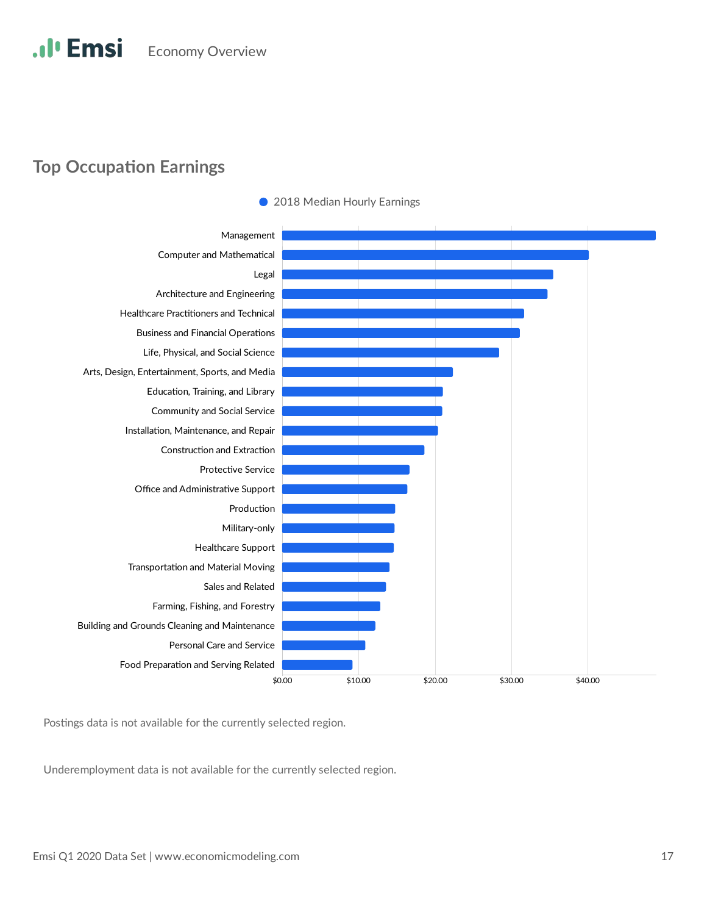## Top Occupation Earnings

● 2018 Median Hourly Earnings

- Management
- Computer and Mathematical
- Legal
- Architecture and Engineering
- Healthcare Practitioners and Technical
- Business and Financial Operations
- Life, Physical, and Social Science
- Arts, Design, Entertainment, Sports, and Media
- Education, Training, and Library
- Community and Social Service
- Installation, Maintenance, and Repair
- Construction and Extraction
- Protective Service
- Office and Administrative Support
- Production
- Military-only
- Healthcare Support
- Transportation and Material Moving
- Sales and Related
- Farming, Fishing, and Forestry
- Building and Grounds Cleaning and Maintenance
- Personal Care and Service
- Food Preparation and Serving Related

$0.00 $10.00 $20.00 $30.00 $40.00

Postings data is not available for the currently selected region.

Underemployment data is not available for the currently selected region.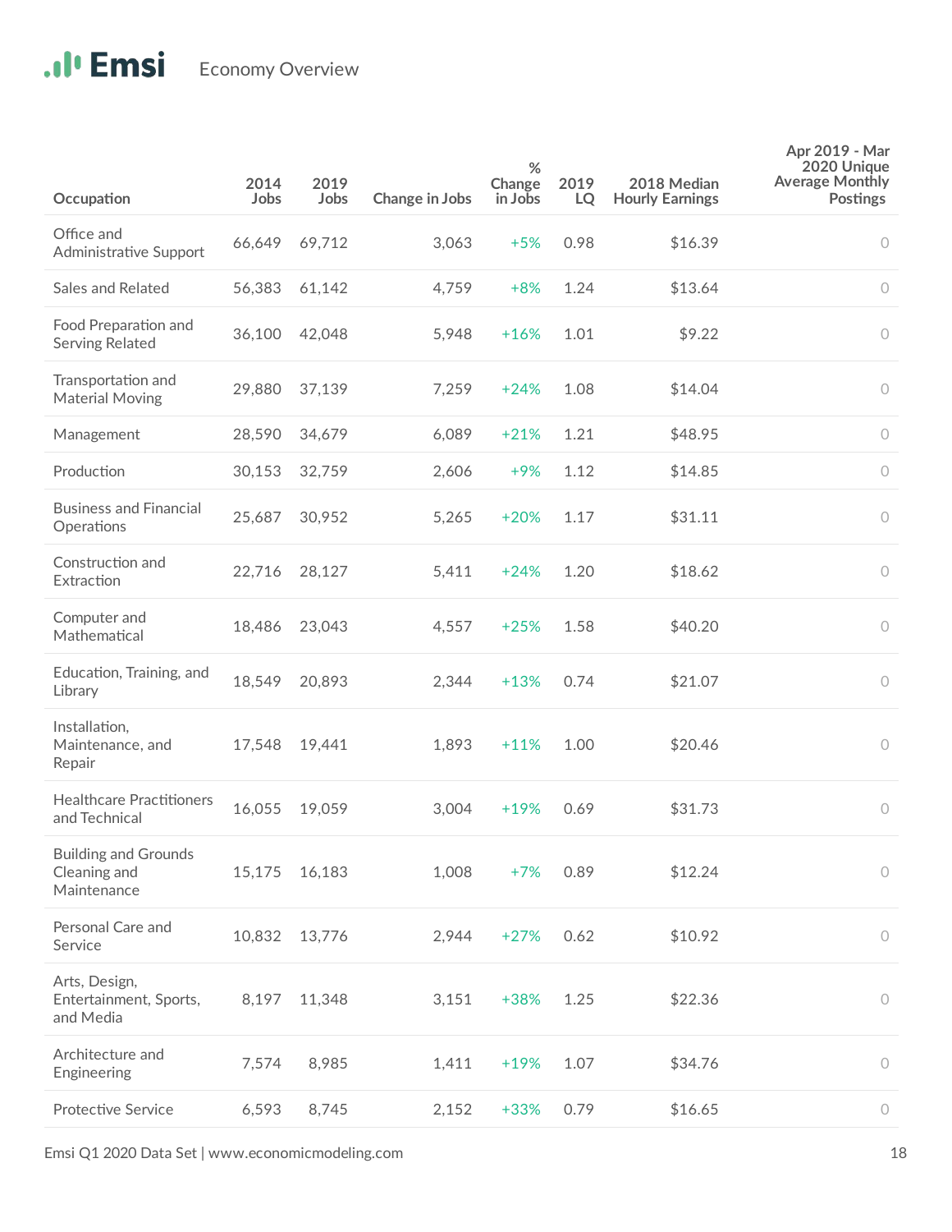Economy Overview

| Occupation | 2014 Jobs | 2019 Jobs | Change in Jobs | % Change in Jobs | 2019 LQ | 2018 Median Hourly Earnings | Apr 2019 - Mar 2020 Unique Average Monthly Postings |
|---|---|---|---|---|---|---|---|
| Office and Administrative Support | 66,649 | 69,712 | 3,063 | +5% | 0.98 | $16.39 | 0 |
| Sales and Related | 56,383 | 61,142 | 4,759 | +8% | 1.24 | $13.64 | 0 |
| Food Preparation and Serving Related | 36,100 | 42,048 | 5,948 | +16% | 1.01 | $9.22 | 0 |
| Transportation and Material Moving | 29,880 | 37,139 | 7,259 | +24% | 1.08 | $14.04 | 0 |
| Management | 28,590 | 34,679 | 6,089 | +21% | 1.21 | $48.95 | 0 |
| Production | 30,153 | 32,759 | 2,606 | +9% | 1.12 | $14.85 | 0 |
| Business and Financial Operations | 25,687 | 30,952 | 5,265 | +20% | 1.17 | $31.11 | 0 |
| Construction and Extraction | 22,716 | 28,127 | 5,411 | +24% | 1.20 | $18.62 | 0 |
| Computer and Mathematical | 18,486 | 23,043 | 4,557 | +25% | 1.58 | $40.20 | 0 |
| Education, Training, and Library | 18,549 | 20,893 | 2,344 | +13% | 0.74 | $21.07 | 0 |
| Installation, Maintenance, and Repair | 17,548 | 19,441 | 1,893 | +11% | 1.00 | $20.46 | 0 |
| Healthcare Practitioners and Technical | 16,055 | 19,059 | 3,004 | +19% | 0.69 | $31.73 | 0 |
| Building and Grounds Cleaning and Maintenance | 15,175 | 16,183 | 1,008 | +7% | 0.89 | $12.24 | 0 |
| Personal Care and Service | 10,832 | 13,776 | 2,944 | +27% | 0.62 | $10.92 | 0 |
| Arts, Design, Entertainment, Sports, and Media | 8,197 | 11,348 | 3,151 | +38% | 1.25 | $22.36 | 0 |
| Architecture and Engineering | 7,574 | 8,985 | 1,411 | +19% | 1.07 | $34.76 | 0 |
| Protective Service | 6,593 | 8,745 | 2,152 | +33% | 0.79 | $16.65 | 0 |

Emsi Q1 2020 Data Set | www.economicmodeling.com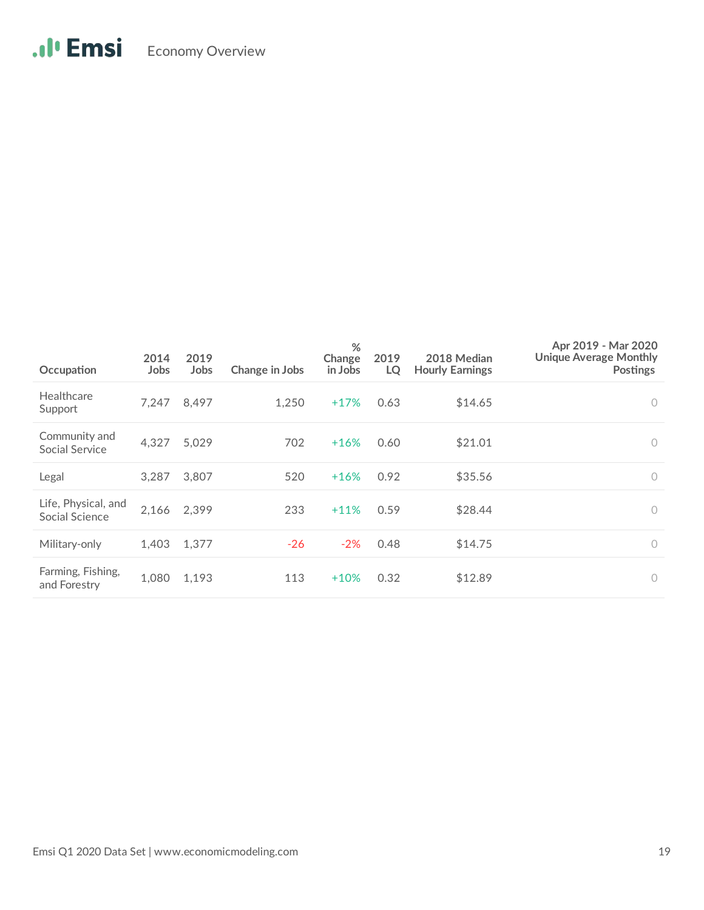| Occupation | 2014 Jobs | 2019 Jobs | Change in Jobs | % Change in Jobs | 2019 LQ | 2018 Median Hourly Earnings | Apr 2019 - Mar 2020 Unique Average Monthly Postings |
|---|---|---|---|---|---|---|---|
| Healthcare Support | 7,247 | 8,497 | 1,250 | +17% | 0.63 | $14.65 | 0 |
| Community and Social Service | 4,327 | 5,029 | 702 | +16% | 0.60 | $21.01 | 0 |
| Legal | 3,287 | 3,807 | 520 | +16% | 0.92 | $35.56 | 0 |
| Life, Physical, and Social Science | 2,166 | 2,399 | 233 | +11% | 0.59 | $28.44 | 0 |
| Military-only | 1,403 | 1,377 | -26 | -2% | 0.48 | $14.75 | 0 |
| Farming, Fishing, and Forestry | 1,080 | 1,193 | 113 | +10% | 0.32 | $12.89 | 0 |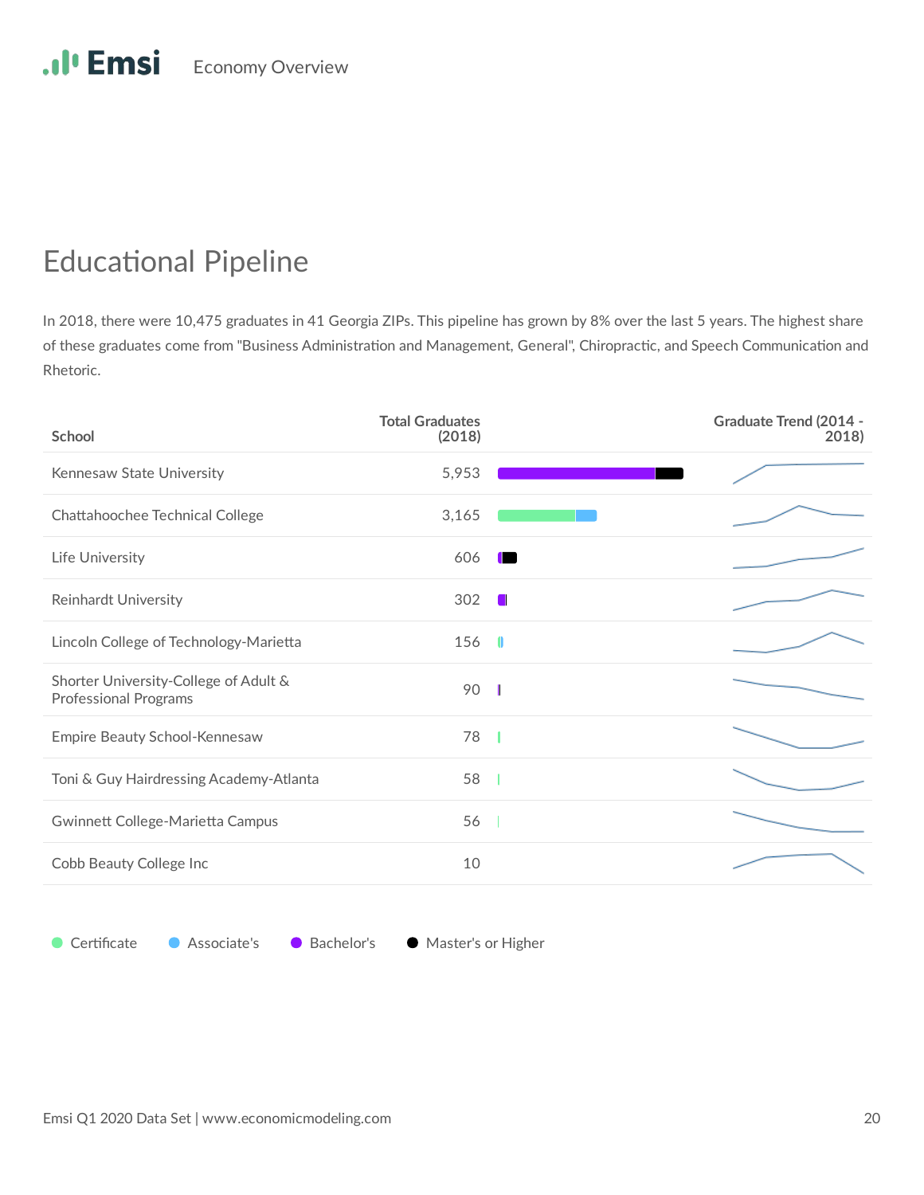## Educational Pipeline

In 2018, there were 10,475 graduates in 41 Georgia ZIPs. This pipeline has grown by 8% over the last 5 years. The highest share of these graduates come from "Business Administration and Management, General", Chiropractic, and Speech Communication and Rhetoric.

| School | Total Graduates (2018) | Graduate Trend (2014 - 2018) |
|---|---|---|
| Kennesaw State University | 5,953 | |
| Chattahoochee Technical College | 3,165 | |
| Life University | 606 | |
| Reinhardt University | 302 | |
| Lincoln College of Technology-Marietta | 156 | |
| Shorter University-College of Adult & Professional Programs | 90 | |
| Empire Beauty School-Kennesaw | 78 | |
| Toni & Guy Hairdressing Academy-Atlanta | 58 | |
| Gwinnett College-Marietta Campus | 56 | |
| Cobb Beauty College Inc | 10 | |

Certificate · Associate's · Bachelor's · Master's or Higher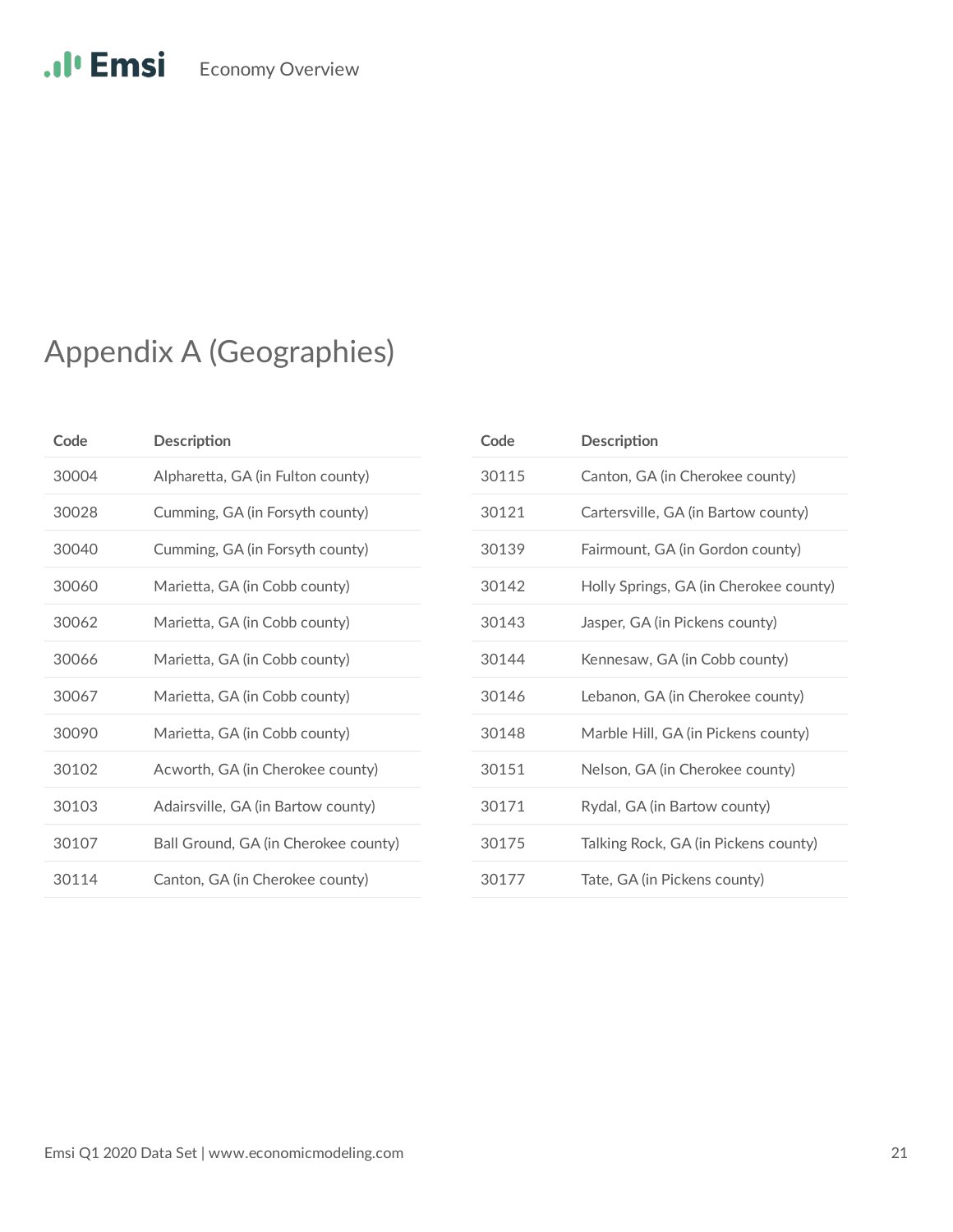# Appendix A (Geographies)

| Code | Description |
|---|---|
| 30004 | Alpharetta, GA (in Fulton county) |
| 30028 | Cumming, GA (in Forsyth county) |
| 30040 | Cumming, GA (in Forsyth county) |
| 30060 | Marietta, GA (in Cobb county) |
| 30062 | Marietta, GA (in Cobb county) |
| 30066 | Marietta, GA (in Cobb county) |
| 30067 | Marietta, GA (in Cobb county) |
| 30090 | Marietta, GA (in Cobb county) |
| 30102 | Acworth, GA (in Cherokee county) |
| 30103 | Adairsville, GA (in Bartow county) |
| 30107 | Ball Ground, GA (in Cherokee county) |
| 30114 | Canton, GA (in Cherokee county) |
| 30115 | Canton, GA (in Cherokee county) |
| 30121 | Cartersville, GA (in Bartow county) |
| 30139 | Fairmount, GA (in Gordon county) |
| 30142 | Holly Springs, GA (in Cherokee county) |
| 30143 | Jasper, GA (in Pickens county) |
| 30144 | Kennesaw, GA (in Cobb county) |
| 30146 | Lebanon, GA (in Cherokee county) |
| 30148 | Marble Hill, GA (in Pickens county) |
| 30151 | Nelson, GA (in Cherokee county) |
| 30171 | Rydal, GA (in Bartow county) |
| 30175 | Talking Rock, GA (in Pickens county) |
| 30177 | Tate, GA (in Pickens county) |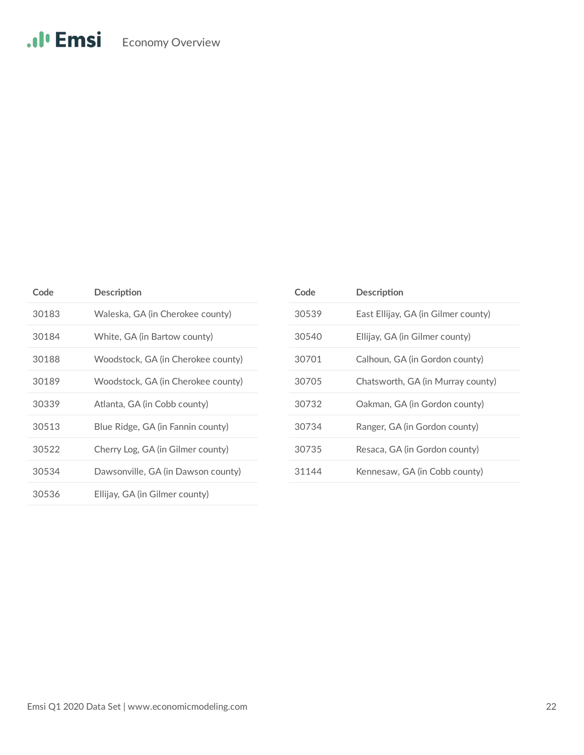| Code | Description |
| --- | --- |
| 30183 | Waleska, GA (in Cherokee county) |
| 30184 | White, GA (in Bartow county) |
| 30188 | Woodstock, GA (in Cherokee county) |
| 30189 | Woodstock, GA (in Cherokee county) |
| 30339 | Atlanta, GA (in Cobb county) |
| 30513 | Blue Ridge, GA (in Fannin county) |
| 30522 | Cherry Log, GA (in Gilmer county) |
| 30534 | Dawsonville, GA (in Dawson county) |
| 30536 | Ellijay, GA (in Gilmer county) |

| Code | Description |
| --- | --- |
| 30539 | East Ellijay, GA (in Gilmer county) |
| 30540 | Ellijay, GA (in Gilmer county) |
| 30701 | Calhoun, GA (in Gordon county) |
| 30705 | Chatsworth, GA (in Murray county) |
| 30732 | Oakman, GA (in Gordon county) |
| 30734 | Ranger, GA (in Gordon county) |
| 30735 | Resaca, GA (in Gordon county) |
| 31144 | Kennesaw, GA (in Cobb county) |